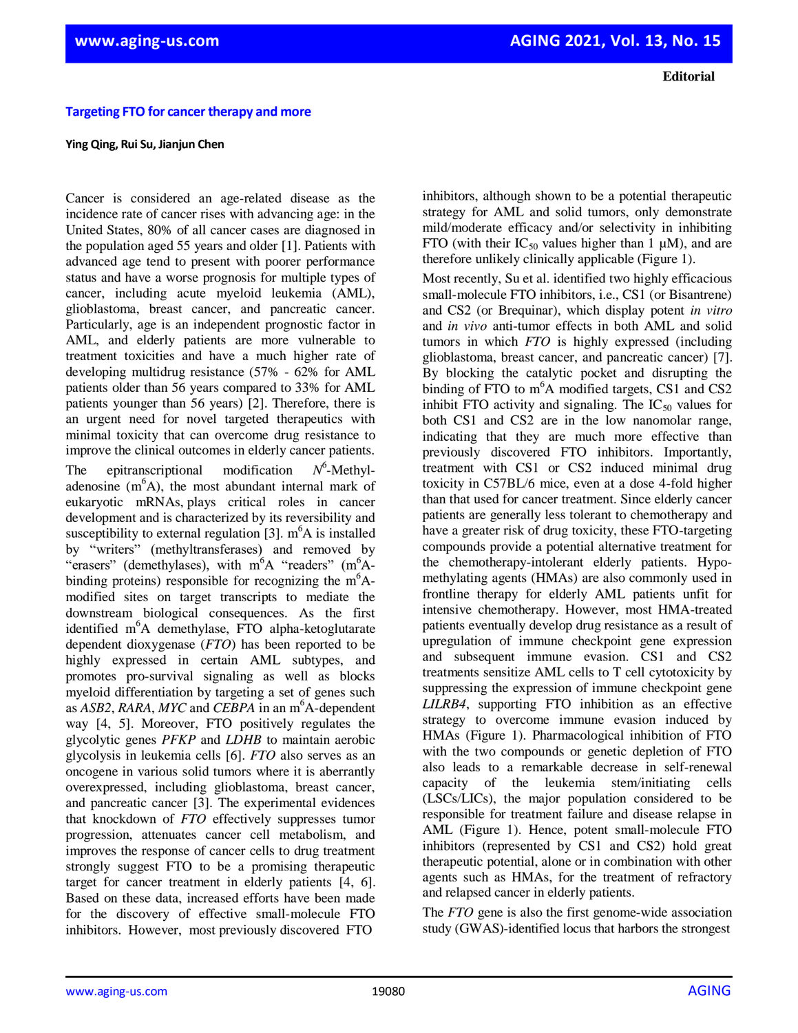**Editorial**

# Targeting FTO for cancer therapy and more

**Ying Qing, Rui Su, Jianjun Chen**

Cancer is considered an age-related disease as the incidence rate of cancer rises with advancing age: in the United States, 80% of all cancer cases are diagnosed in the population aged 55 years and older [1]. Patients with advanced age tend to present with poorer performance status and have a worse prognosis for multiple types of cancer, including acute myeloid leukemia (AML), glioblastoma, breast cancer, and pancreatic cancer. Particularly, age is an independent prognostic factor in AML, and elderly patients are more vulnerable to treatment toxicities and have a much higher rate of developing multidrug resistance (57% - 62% for AML patients older than 56 years compared to 33% for AML patients younger than 56 years) [2]. Therefore, there is an urgent need for novel targeted therapeutics with minimal toxicity that can overcome drug resistance to improve the clinical outcomes in elderly cancer patients.

The epitranscriptional modification $N^6$-Methyladenosine ($m^6A$), the most abundant internal mark of eukaryotic mRNAs, plays critical roles in cancer development and is characterized by its reversibility and susceptibility to external regulation [3]. $m^6A$ is installed by "writers" (methyltransferases) and removed by "erasers" (demethylases), with $m^6A$ "readers" ($m^6A$-binding proteins) responsible for recognizing the $m^6A$-modified sites on target transcripts to mediate the downstream biological consequences. As the first identified $m^6A$ demethylase, FTO alpha-ketoglutarate dependent dioxygenase (*FTO*) has been reported to be highly expressed in certain AML subtypes, and promotes pro-survival signaling as well as blocks myeloid differentiation by targeting a set of genes such as *ASB2*, *RARA*, *MYC* and *CEBPA* in an $m^6A$-dependent way [4, 5]. Moreover, FTO positively regulates the glycolytic genes *PFKP* and *LDHB* to maintain aerobic glycolysis in leukemia cells [6]. *FTO* also serves as an oncogene in various solid tumors where it is aberrantly overexpressed, including glioblastoma, breast cancer, and pancreatic cancer [3]. The experimental evidences that knockdown of *FTO* effectively suppresses tumor progression, attenuates cancer cell metabolism, and improves the response of cancer cells to drug treatment strongly suggest FTO to be a promising therapeutic target for cancer treatment in elderly patients [4, 6]. Based on these data, increased efforts have been made for the discovery of effective small-molecule FTO inhibitors. However, most previously discovered FTO inhibitors, although shown to be a potential therapeutic strategy for AML and solid tumors, only demonstrate mild/moderate efficacy and/or selectivity in inhibiting FTO (with their $IC_{50}$ values higher than 1 μM), and are therefore unlikely clinically applicable (Figure 1).

Most recently, Su et al. identified two highly efficacious small-molecule FTO inhibitors, i.e., CS1 (or Bisantrene) and CS2 (or Brequinar), which display potent *in vitro* and *in vivo* anti-tumor effects in both AML and solid tumors in which *FTO* is highly expressed (including glioblastoma, breast cancer, and pancreatic cancer) [7]. By blocking the catalytic pocket and disrupting the binding of FTO to $m^6A$ modified targets, CS1 and CS2 inhibit FTO activity and signaling. The $IC_{50}$ values for both CS1 and CS2 are in the low nanomolar range, indicating that they are much more effective than previously discovered FTO inhibitors. Importantly, treatment with CS1 or CS2 induced minimal drug toxicity in C57BL/6 mice, even at a dose 4-fold higher than that used for cancer treatment. Since elderly cancer patients are generally less tolerant to chemotherapy and have a greater risk of drug toxicity, these FTO-targeting compounds provide a potential alternative treatment for the chemotherapy-intolerant elderly patients. Hypomethylating agents (HMAs) are also commonly used in frontline therapy for elderly AML patients unfit for intensive chemotherapy. However, most HMA-treated patients eventually develop drug resistance as a result of upregulation of immune checkpoint gene expression and subsequent immune evasion. CS1 and CS2 treatments sensitize AML cells to T cell cytotoxicity by suppressing the expression of immune checkpoint gene *LILRB4*, supporting FTO inhibition as an effective strategy to overcome immune evasion induced by HMAs (Figure 1). Pharmacological inhibition of FTO with the two compounds or genetic depletion of FTO also leads to a remarkable decrease in self-renewal capacity of the leukemia stem/initiating cells (LSCs/LICs), the major population considered to be responsible for treatment failure and disease relapse in AML (Figure 1). Hence, potent small-molecule FTO inhibitors (represented by CS1 and CS2) hold great therapeutic potential, alone or in combination with other agents such as HMAs, for the treatment of refractory and relapsed cancer in elderly patients.

The *FTO* gene is also the first genome-wide association study (GWAS)-identified locus that harbors the strongest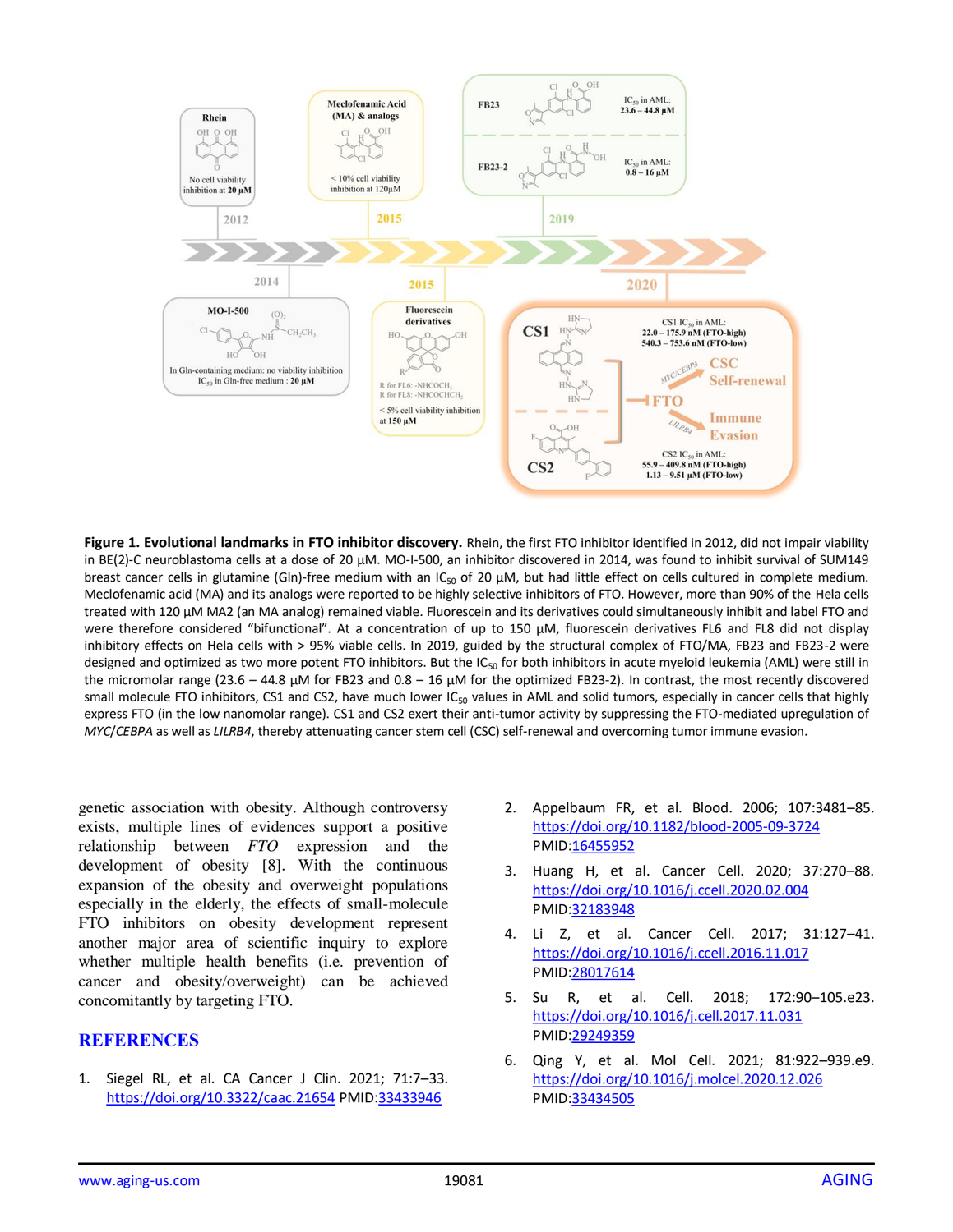**Figure 1. Evolutional landmarks in FTO inhibitor discovery.** Rhein, the first FTO inhibitor identified in 2012, did not impair viability in BE(2)-C neuroblastoma cells at a dose of 20 μM. MO-I-500, an inhibitor discovered in 2014, was found to inhibit survival of SUM149 breast cancer cells in glutamine (Gln)-free medium with an $IC_{50}$ of 20 μM, but had little effect on cells cultured in complete medium. Meclofenamic acid (MA) and its analogs were reported to be highly selective inhibitors of FTO. However, more than 90% of the Hela cells treated with 120 μM MA2 (an MA analog) remained viable. Fluorescein and its derivatives could simultaneously inhibit and label FTO and were therefore considered "bifunctional". At a concentration of up to 150 μM, fluorescein derivatives FL6 and FL8 did not display inhibitory effects on Hela cells with > 95% viable cells. In 2019, guided by the structural complex of FTO/MA, FB23 and FB23-2 were designed and optimized as two more potent FTO inhibitors. But the $IC_{50}$ for both inhibitors in acute myeloid leukemia (AML) were still in the micromolar range (23.6 – 44.8 μM for FB23 and 0.8 – 16 μM for the optimized FB23-2). In contrast, the most recently discovered small molecule FTO inhibitors, CS1 and CS2, have much lower $IC_{50}$ values in AML and solid tumors, especially in cancer cells that highly express FTO (in the low nanomolar range). CS1 and CS2 exert their anti-tumor activity by suppressing the FTO-mediated upregulation of *MYC*/*CEBPA* as well as *LILRB4*, thereby attenuating cancer stem cell (CSC) self-renewal and overcoming tumor immune evasion.

genetic association with obesity. Although controversy exists, multiple lines of evidences support a positive relationship between *FTO* expression and the development of obesity [8]. With the continuous expansion of the obesity and overweight populations especially in the elderly, the effects of small-molecule FTO inhibitors on obesity development represent another major area of scientific inquiry to explore whether multiple health benefits (i.e. prevention of cancer and obesity/overweight) can be achieved concomitantly by targeting FTO.

## REFERENCES

1. Siegel RL, et al. CA Cancer J Clin. 2021; 71:7–33. https://doi.org/10.3322/caac.21654 PMID:33433946
2. Appelbaum FR, et al. Blood. 2006; 107:3481–85. https://doi.org/10.1182/blood-2005-09-3724 PMID:16455952
3. Huang H, et al. Cancer Cell. 2020; 37:270–88. https://doi.org/10.1016/j.ccell.2020.02.004 PMID:32183948
4. Li Z, et al. Cancer Cell. 2017; 31:127–41. https://doi.org/10.1016/j.ccell.2016.11.017 PMID:28017614
5. Su R, et al. Cell. 2018; 172:90–105.e23. https://doi.org/10.1016/j.cell.2017.11.031 PMID:29249359
6. Qing Y, et al. Mol Cell. 2021; 81:922–939.e9. https://doi.org/10.1016/j.molcel.2020.12.026 PMID:33434505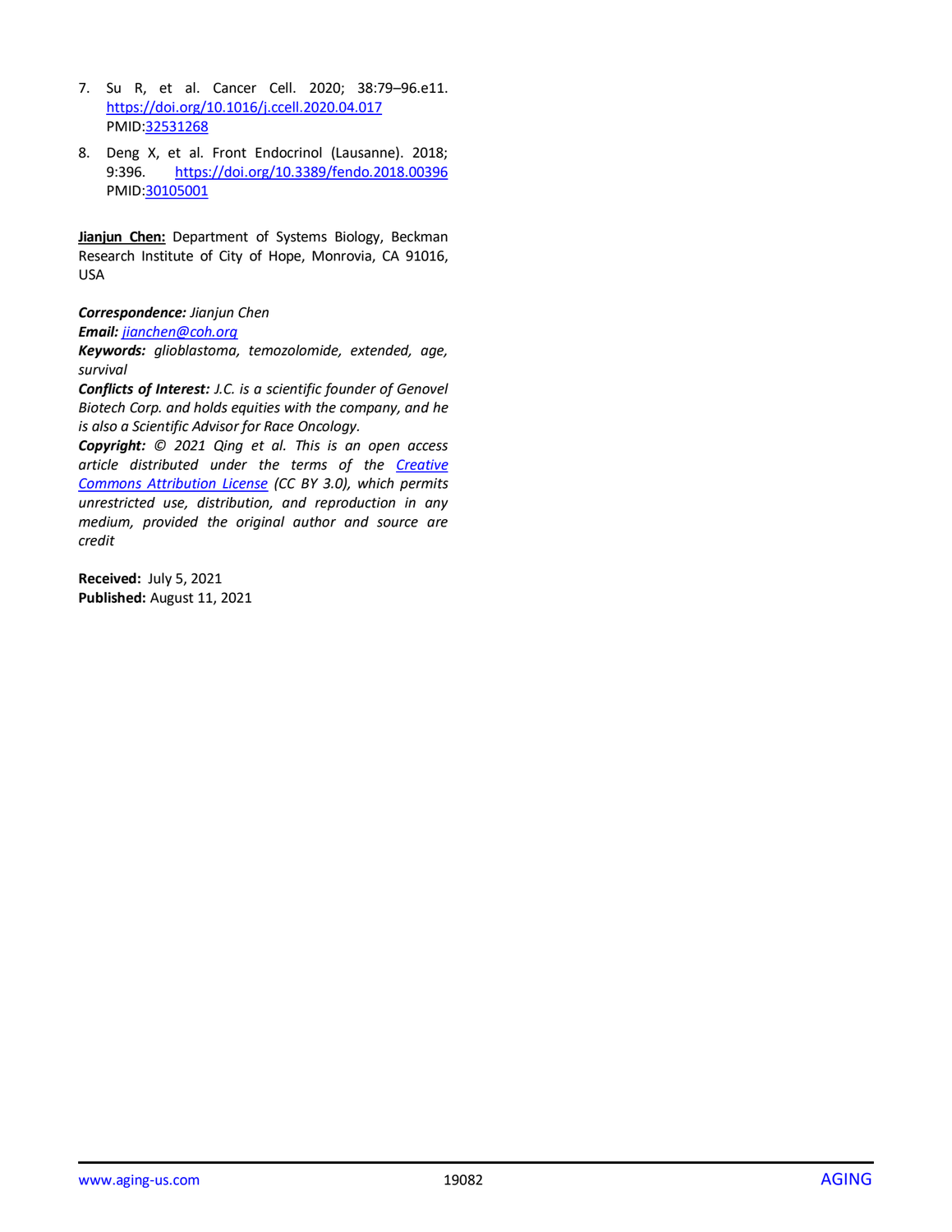7. Su R, et al. Cancer Cell. 2020; 38:79–96.e11. https://doi.org/10.1016/j.ccell.2020.04.017 PMID:32531268

8. Deng X, et al. Front Endocrinol (Lausanne). 2018; 9:396. https://doi.org/10.3389/fendo.2018.00396 PMID:30105001

**Jianjun Chen:** Department of Systems Biology, Beckman Research Institute of City of Hope, Monrovia, CA 91016, USA

***Correspondence:*** *Jianjun Chen*
***Email:*** *jianchen@coh.org*
***Keywords:*** *glioblastoma, temozolomide, extended, age, survival*
***Conflicts of Interest:*** *J.C. is a scientific founder of Genovel Biotech Corp. and holds equities with the company, and he is also a Scientific Advisor for Race Oncology.*
***Copyright:*** *© 2021 Qing et al. This is an open access article distributed under the terms of the Creative Commons Attribution License (CC BY 3.0), which permits unrestricted use, distribution, and reproduction in any medium, provided the original author and source are credit*

**Received:** July 5, 2021
**Published:** August 11, 2021